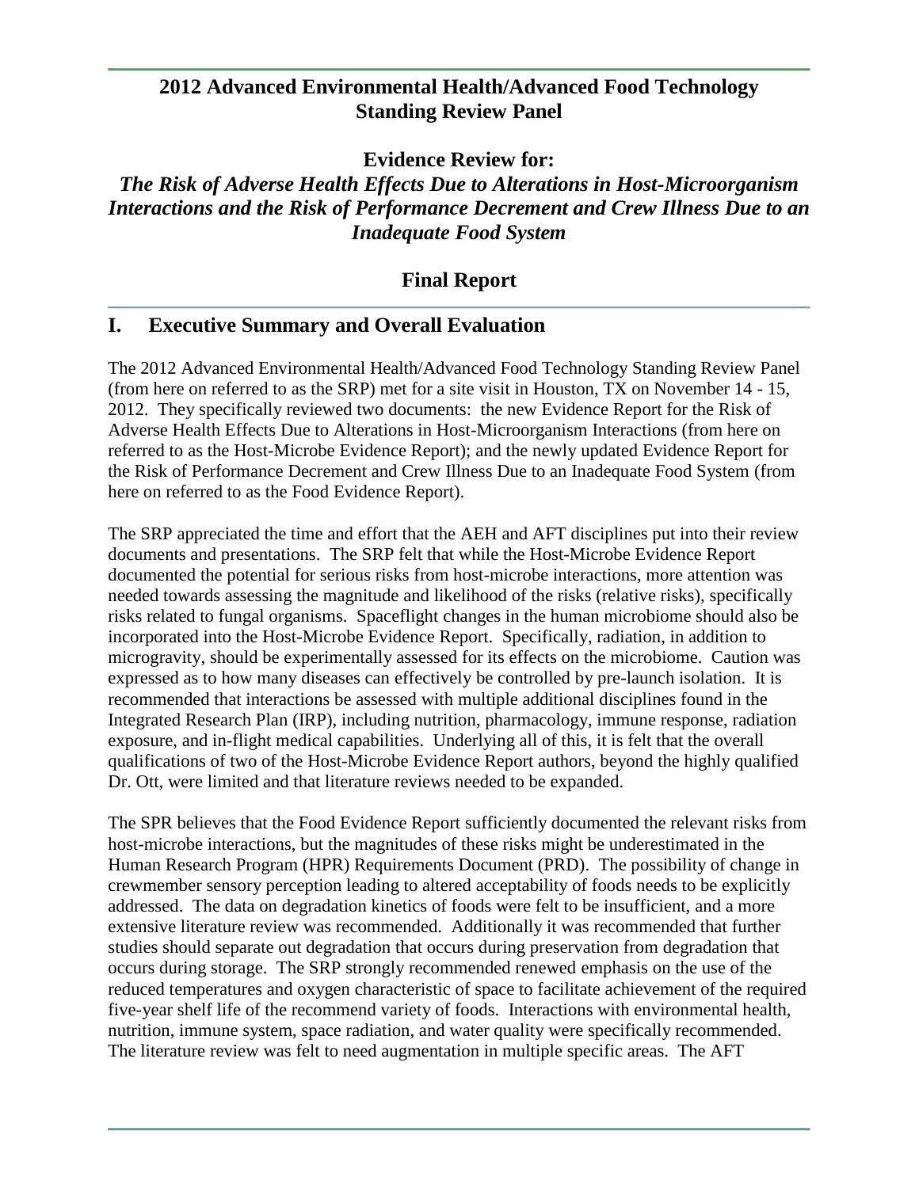# 2012 Advanced Environmental Health/Advanced Food Technology Standing Review Panel

## Evidence Review for:

## *The Risk of Adverse Health Effects Due to Alterations in Host-Microorganism Interactions and the Risk of Performance Decrement and Crew Illness Due to an Inadequate Food System*

## Final Report

## I. Executive Summary and Overall Evaluation

The 2012 Advanced Environmental Health/Advanced Food Technology Standing Review Panel (from here on referred to as the SRP) met for a site visit in Houston, TX on November 14 - 15, 2012. They specifically reviewed two documents: the new Evidence Report for the Risk of Adverse Health Effects Due to Alterations in Host-Microorganism Interactions (from here on referred to as the Host-Microbe Evidence Report); and the newly updated Evidence Report for the Risk of Performance Decrement and Crew Illness Due to an Inadequate Food System (from here on referred to as the Food Evidence Report).

The SRP appreciated the time and effort that the AEH and AFT disciplines put into their review documents and presentations. The SRP felt that while the Host-Microbe Evidence Report documented the potential for serious risks from host-microbe interactions, more attention was needed towards assessing the magnitude and likelihood of the risks (relative risks), specifically risks related to fungal organisms. Spaceflight changes in the human microbiome should also be incorporated into the Host-Microbe Evidence Report. Specifically, radiation, in addition to microgravity, should be experimentally assessed for its effects on the microbiome. Caution was expressed as to how many diseases can effectively be controlled by pre-launch isolation. It is recommended that interactions be assessed with multiple additional disciplines found in the Integrated Research Plan (IRP), including nutrition, pharmacology, immune response, radiation exposure, and in-flight medical capabilities. Underlying all of this, it is felt that the overall qualifications of two of the Host-Microbe Evidence Report authors, beyond the highly qualified Dr. Ott, were limited and that literature reviews needed to be expanded.

The SPR believes that the Food Evidence Report sufficiently documented the relevant risks from host-microbe interactions, but the magnitudes of these risks might be underestimated in the Human Research Program (HPR) Requirements Document (PRD). The possibility of change in crewmember sensory perception leading to altered acceptability of foods needs to be explicitly addressed. The data on degradation kinetics of foods were felt to be insufficient, and a more extensive literature review was recommended. Additionally it was recommended that further studies should separate out degradation that occurs during preservation from degradation that occurs during storage. The SRP strongly recommended renewed emphasis on the use of the reduced temperatures and oxygen characteristic of space to facilitate achievement of the required five-year shelf life of the recommend variety of foods. Interactions with environmental health, nutrition, immune system, space radiation, and water quality were specifically recommended. The literature review was felt to need augmentation in multiple specific areas. The AFT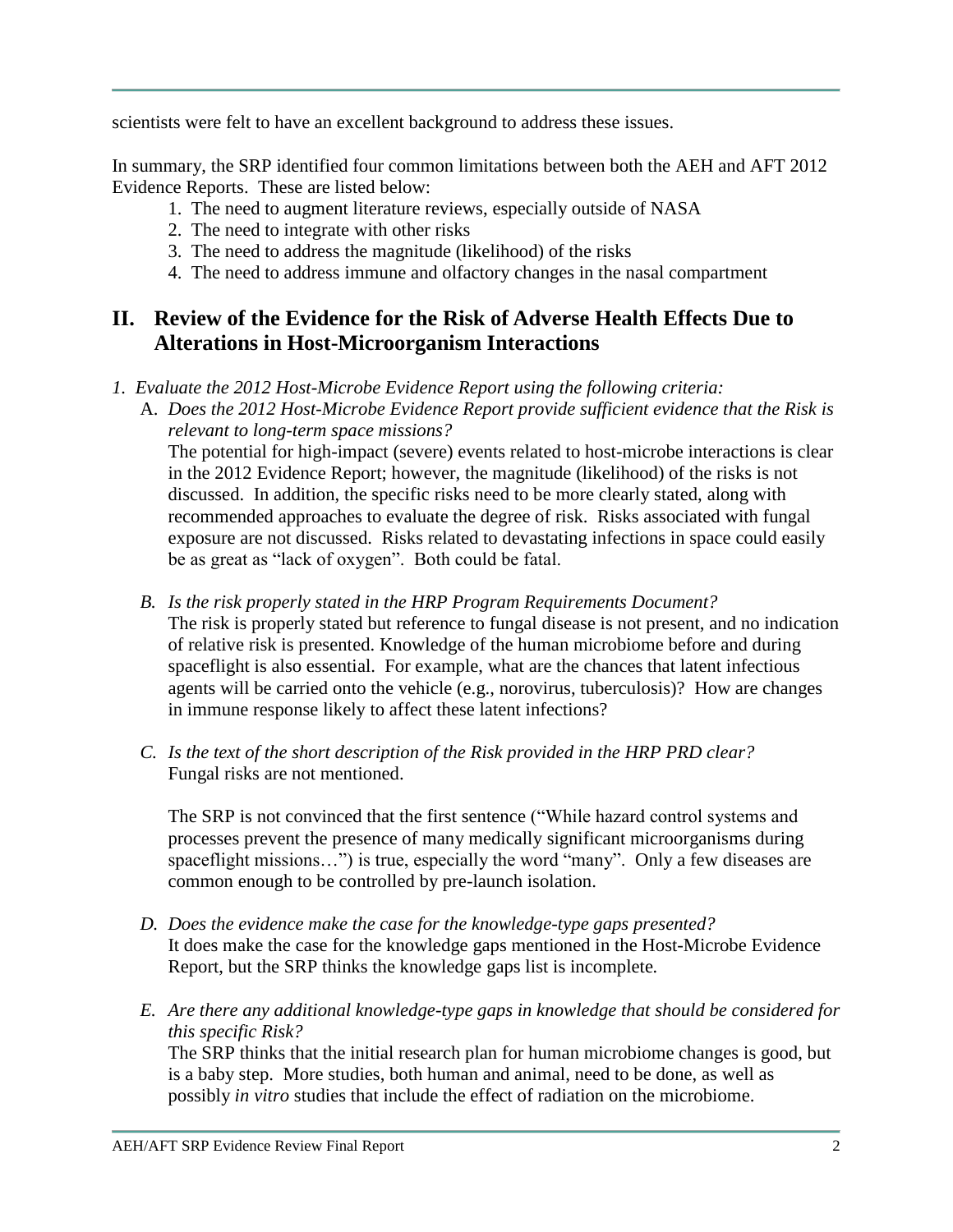scientists were felt to have an excellent background to address these issues.

In summary, the SRP identified four common limitations between both the AEH and AFT 2012 Evidence Reports. These are listed below:

1. The need to augment literature reviews, especially outside of NASA
2. The need to integrate with other risks
3. The need to address the magnitude (likelihood) of the risks
4. The need to address immune and olfactory changes in the nasal compartment

## II. Review of the Evidence for the Risk of Adverse Health Effects Due to Alterations in Host-Microorganism Interactions

*1. Evaluate the 2012 Host-Microbe Evidence Report using the following criteria:*

A. *Does the 2012 Host-Microbe Evidence Report provide sufficient evidence that the Risk is relevant to long-term space missions?*

The potential for high-impact (severe) events related to host-microbe interactions is clear in the 2012 Evidence Report; however, the magnitude (likelihood) of the risks is not discussed. In addition, the specific risks need to be more clearly stated, along with recommended approaches to evaluate the degree of risk. Risks associated with fungal exposure are not discussed. Risks related to devastating infections in space could easily be as great as "lack of oxygen". Both could be fatal.

*B. Is the risk properly stated in the HRP Program Requirements Document?*

The risk is properly stated but reference to fungal disease is not present, and no indication of relative risk is presented. Knowledge of the human microbiome before and during spaceflight is also essential. For example, what are the chances that latent infectious agents will be carried onto the vehicle (e.g., norovirus, tuberculosis)? How are changes in immune response likely to affect these latent infections?

*C. Is the text of the short description of the Risk provided in the HRP PRD clear?*

Fungal risks are not mentioned.

The SRP is not convinced that the first sentence ("While hazard control systems and processes prevent the presence of many medically significant microorganisms during spaceflight missions…") is true, especially the word "many". Only a few diseases are common enough to be controlled by pre-launch isolation.

*D. Does the evidence make the case for the knowledge-type gaps presented?*

It does make the case for the knowledge gaps mentioned in the Host-Microbe Evidence Report, but the SRP thinks the knowledge gaps list is incomplete.

*E. Are there any additional knowledge-type gaps in knowledge that should be considered for this specific Risk?*

The SRP thinks that the initial research plan for human microbiome changes is good, but is a baby step. More studies, both human and animal, need to be done, as well as possibly *in vitro* studies that include the effect of radiation on the microbiome.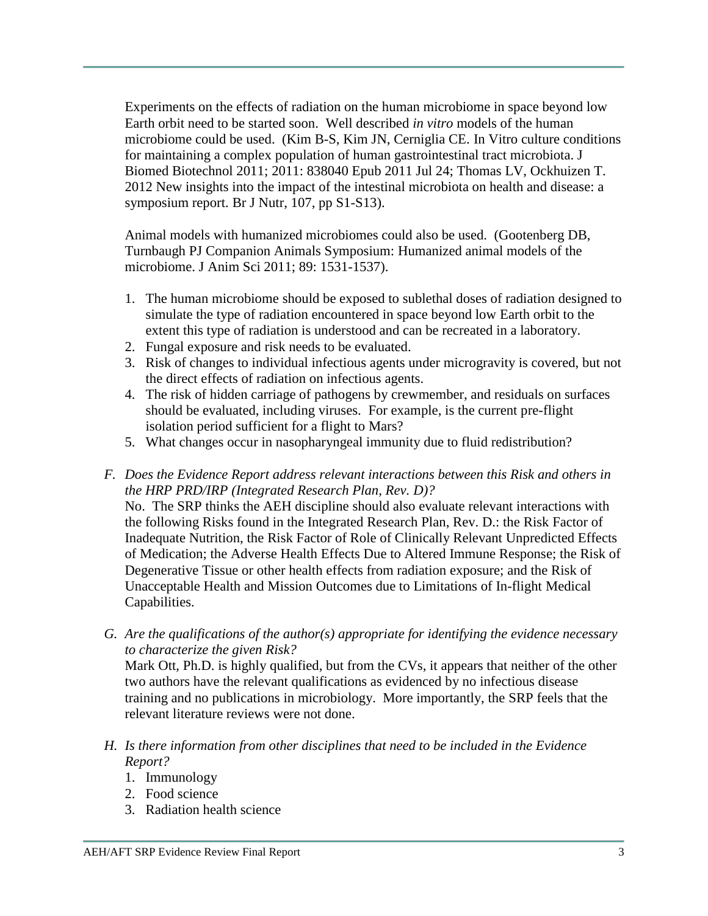Experiments on the effects of radiation on the human microbiome in space beyond low Earth orbit need to be started soon. Well described *in vitro* models of the human microbiome could be used. (Kim B-S, Kim JN, Cerniglia CE. In Vitro culture conditions for maintaining a complex population of human gastrointestinal tract microbiota. J Biomed Biotechnol 2011; 2011: 838040 Epub 2011 Jul 24; Thomas LV, Ockhuizen T. 2012 New insights into the impact of the intestinal microbiota on health and disease: a symposium report. Br J Nutr, 107, pp S1-S13).

Animal models with humanized microbiomes could also be used. (Gootenberg DB, Turnbaugh PJ Companion Animals Symposium: Humanized animal models of the microbiome. J Anim Sci 2011; 89: 1531-1537).

1. The human microbiome should be exposed to sublethal doses of radiation designed to simulate the type of radiation encountered in space beyond low Earth orbit to the extent this type of radiation is understood and can be recreated in a laboratory.
2. Fungal exposure and risk needs to be evaluated.
3. Risk of changes to individual infectious agents under microgravity is covered, but not the direct effects of radiation on infectious agents.
4. The risk of hidden carriage of pathogens by crewmember, and residuals on surfaces should be evaluated, including viruses. For example, is the current pre-flight isolation period sufficient for a flight to Mars?
5. What changes occur in nasopharyngeal immunity due to fluid redistribution?

F. *Does the Evidence Report address relevant interactions between this Risk and others in the HRP PRD/IRP (Integrated Research Plan, Rev. D)?*
No. The SRP thinks the AEH discipline should also evaluate relevant interactions with the following Risks found in the Integrated Research Plan, Rev. D.: the Risk Factor of Inadequate Nutrition, the Risk Factor of Role of Clinically Relevant Unpredicted Effects of Medication; the Adverse Health Effects Due to Altered Immune Response; the Risk of Degenerative Tissue or other health effects from radiation exposure; and the Risk of Unacceptable Health and Mission Outcomes due to Limitations of In-flight Medical Capabilities.

G. *Are the qualifications of the author(s) appropriate for identifying the evidence necessary to characterize the given Risk?*
Mark Ott, Ph.D. is highly qualified, but from the CVs, it appears that neither of the other two authors have the relevant qualifications as evidenced by no infectious disease training and no publications in microbiology. More importantly, the SRP feels that the relevant literature reviews were not done.

H. *Is there information from other disciplines that need to be included in the Evidence Report?*
1. Immunology
2. Food science
3. Radiation health science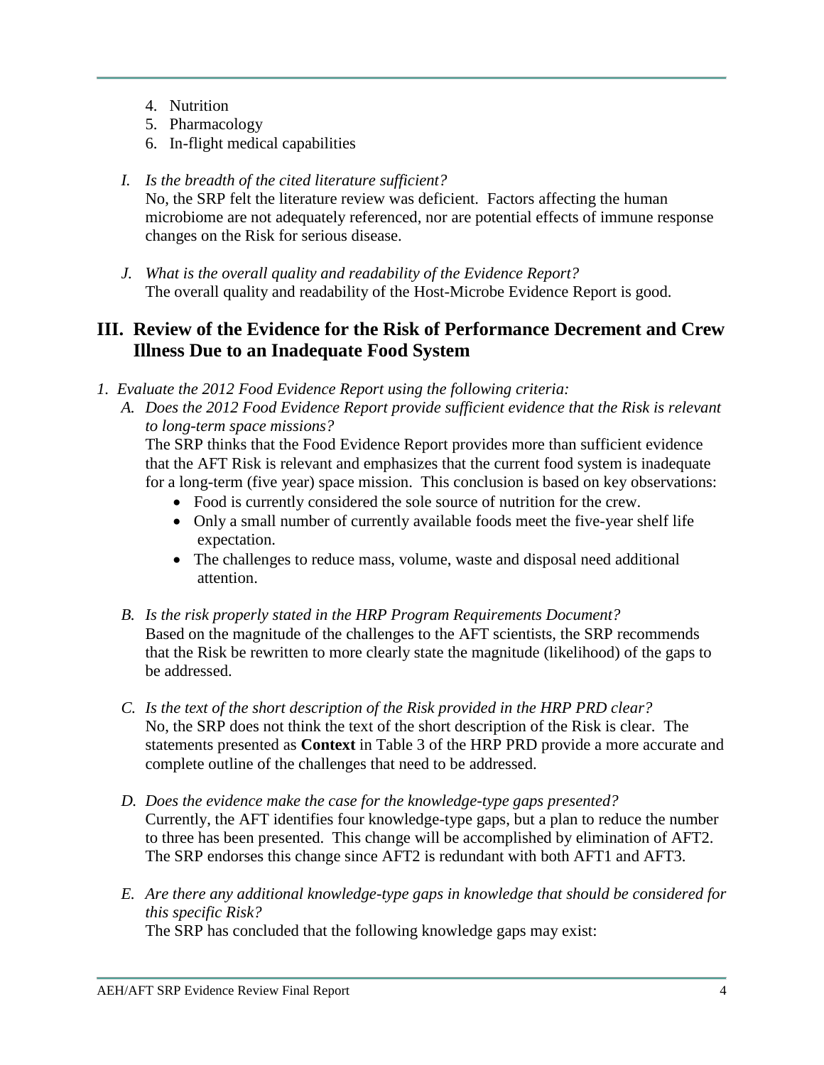4. Nutrition
5. Pharmacology
6. In-flight medical capabilities

*I. Is the breadth of the cited literature sufficient?*
No, the SRP felt the literature review was deficient. Factors affecting the human microbiome are not adequately referenced, nor are potential effects of immune response changes on the Risk for serious disease.

*J. What is the overall quality and readability of the Evidence Report?*
The overall quality and readability of the Host-Microbe Evidence Report is good.

## III. Review of the Evidence for the Risk of Performance Decrement and Crew Illness Due to an Inadequate Food System

*1. Evaluate the 2012 Food Evidence Report using the following criteria:*

*A. Does the 2012 Food Evidence Report provide sufficient evidence that the Risk is relevant to long-term space missions?*
The SRP thinks that the Food Evidence Report provides more than sufficient evidence that the AFT Risk is relevant and emphasizes that the current food system is inadequate for a long-term (five year) space mission. This conclusion is based on key observations:

- Food is currently considered the sole source of nutrition for the crew.
- Only a small number of currently available foods meet the five-year shelf life expectation.
- The challenges to reduce mass, volume, waste and disposal need additional attention.

*B. Is the risk properly stated in the HRP Program Requirements Document?*
Based on the magnitude of the challenges to the AFT scientists, the SRP recommends that the Risk be rewritten to more clearly state the magnitude (likelihood) of the gaps to be addressed.

*C. Is the text of the short description of the Risk provided in the HRP PRD clear?*
No, the SRP does not think the text of the short description of the Risk is clear. The statements presented as **Context** in Table 3 of the HRP PRD provide a more accurate and complete outline of the challenges that need to be addressed.

*D. Does the evidence make the case for the knowledge-type gaps presented?*
Currently, the AFT identifies four knowledge-type gaps, but a plan to reduce the number to three has been presented. This change will be accomplished by elimination of AFT2. The SRP endorses this change since AFT2 is redundant with both AFT1 and AFT3.

*E. Are there any additional knowledge-type gaps in knowledge that should be considered for this specific Risk?*
The SRP has concluded that the following knowledge gaps may exist: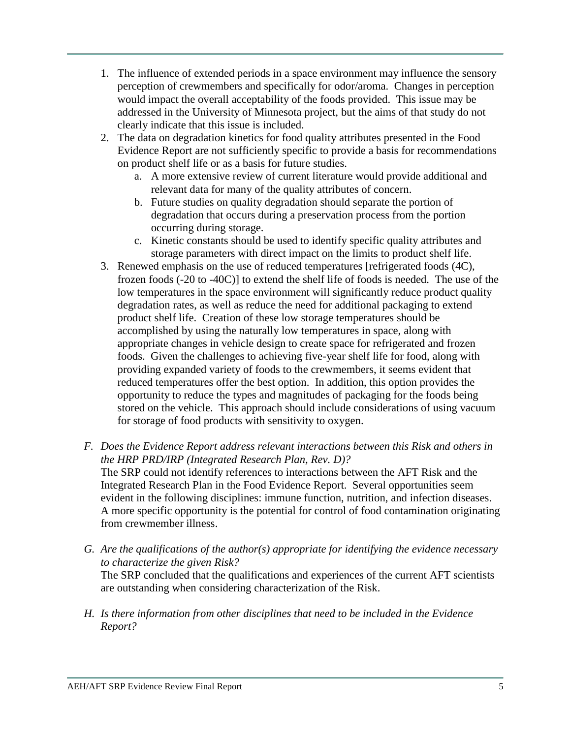1. The influence of extended periods in a space environment may influence the sensory perception of crewmembers and specifically for odor/aroma. Changes in perception would impact the overall acceptability of the foods provided. This issue may be addressed in the University of Minnesota project, but the aims of that study do not clearly indicate that this issue is included.
2. The data on degradation kinetics for food quality attributes presented in the Food Evidence Report are not sufficiently specific to provide a basis for recommendations on product shelf life or as a basis for future studies.
    a. A more extensive review of current literature would provide additional and relevant data for many of the quality attributes of concern.
    b. Future studies on quality degradation should separate the portion of degradation that occurs during a preservation process from the portion occurring during storage.
    c. Kinetic constants should be used to identify specific quality attributes and storage parameters with direct impact on the limits to product shelf life.
3. Renewed emphasis on the use of reduced temperatures [refrigerated foods (4C), frozen foods (-20 to -40C)] to extend the shelf life of foods is needed. The use of the low temperatures in the space environment will significantly reduce product quality degradation rates, as well as reduce the need for additional packaging to extend product shelf life. Creation of these low storage temperatures should be accomplished by using the naturally low temperatures in space, along with appropriate changes in vehicle design to create space for refrigerated and frozen foods. Given the challenges to achieving five-year shelf life for food, along with providing expanded variety of foods to the crewmembers, it seems evident that reduced temperatures offer the best option. In addition, this option provides the opportunity to reduce the types and magnitudes of packaging for the foods being stored on the vehicle. This approach should include considerations of using vacuum for storage of food products with sensitivity to oxygen.

*F. Does the Evidence Report address relevant interactions between this Risk and others in the HRP PRD/IRP (Integrated Research Plan, Rev. D)?*

The SRP could not identify references to interactions between the AFT Risk and the Integrated Research Plan in the Food Evidence Report. Several opportunities seem evident in the following disciplines: immune function, nutrition, and infection diseases. A more specific opportunity is the potential for control of food contamination originating from crewmember illness.

*G. Are the qualifications of the author(s) appropriate for identifying the evidence necessary to characterize the given Risk?*

The SRP concluded that the qualifications and experiences of the current AFT scientists are outstanding when considering characterization of the Risk.

*H. Is there information from other disciplines that need to be included in the Evidence Report?*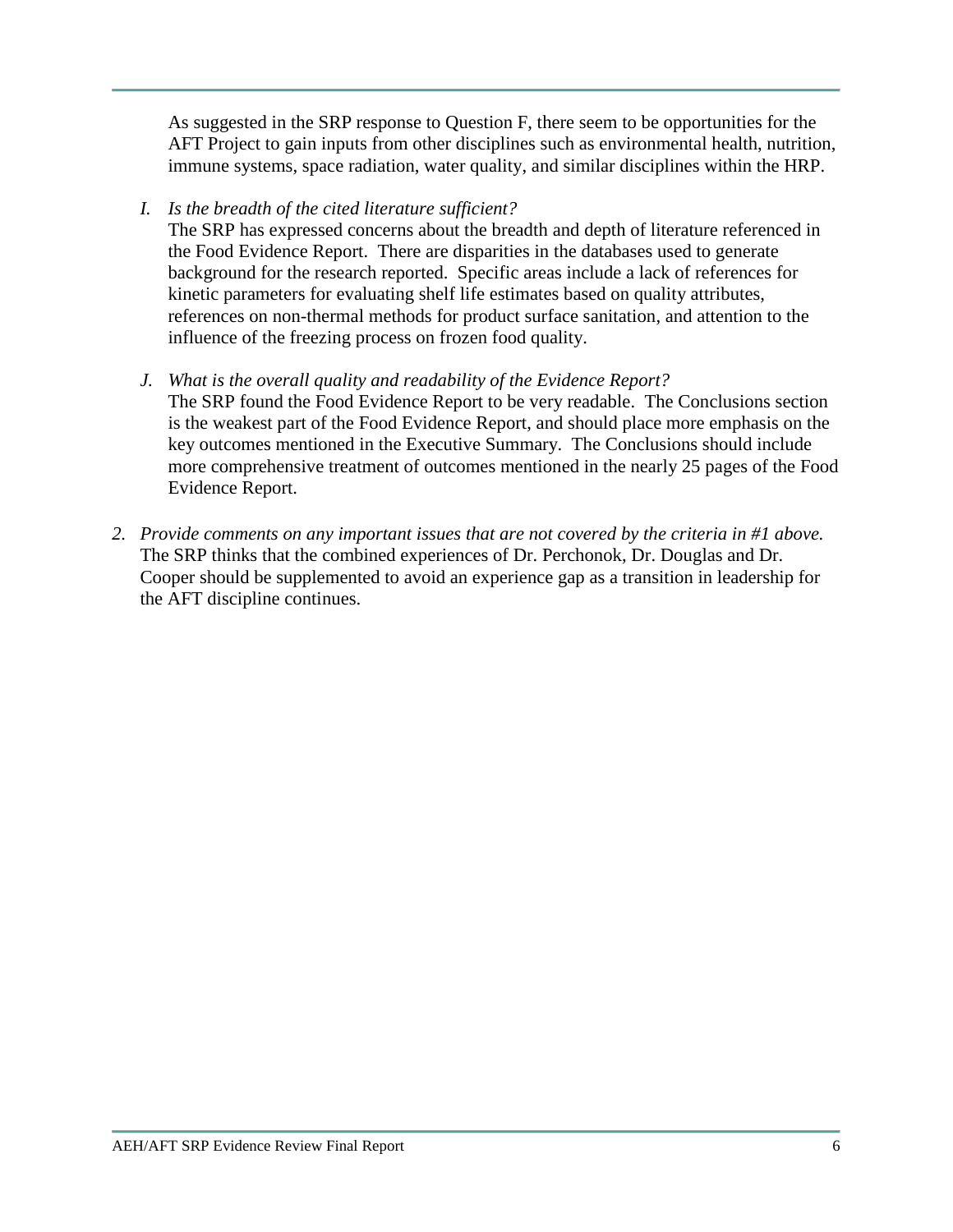As suggested in the SRP response to Question F, there seem to be opportunities for the AFT Project to gain inputs from other disciplines such as environmental health, nutrition, immune systems, space radiation, water quality, and similar disciplines within the HRP.

*I. Is the breadth of the cited literature sufficient?*

The SRP has expressed concerns about the breadth and depth of literature referenced in the Food Evidence Report. There are disparities in the databases used to generate background for the research reported. Specific areas include a lack of references for kinetic parameters for evaluating shelf life estimates based on quality attributes, references on non-thermal methods for product surface sanitation, and attention to the influence of the freezing process on frozen food quality.

*J. What is the overall quality and readability of the Evidence Report?*

The SRP found the Food Evidence Report to be very readable. The Conclusions section is the weakest part of the Food Evidence Report, and should place more emphasis on the key outcomes mentioned in the Executive Summary. The Conclusions should include more comprehensive treatment of outcomes mentioned in the nearly 25 pages of the Food Evidence Report.

*2. Provide comments on any important issues that are not covered by the criteria in #1 above.*

The SRP thinks that the combined experiences of Dr. Perchonok, Dr. Douglas and Dr. Cooper should be supplemented to avoid an experience gap as a transition in leadership for the AFT discipline continues.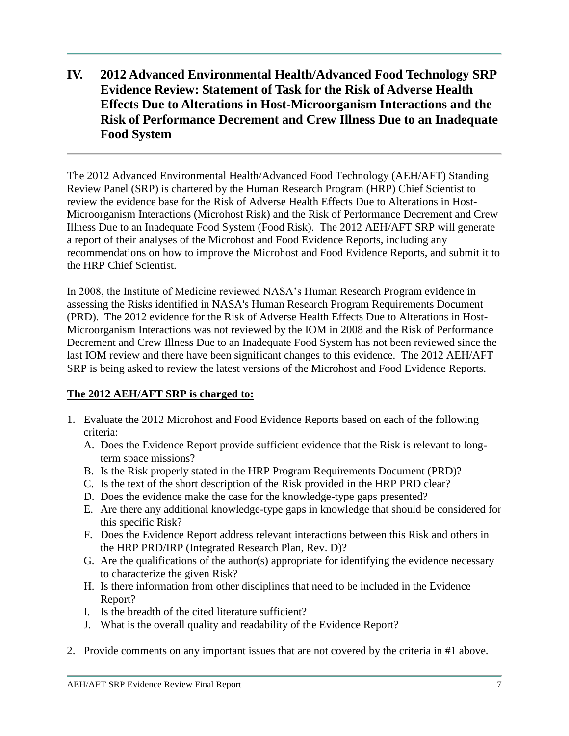# IV. 2012 Advanced Environmental Health/Advanced Food Technology SRP Evidence Review: Statement of Task for the Risk of Adverse Health Effects Due to Alterations in Host-Microorganism Interactions and the Risk of Performance Decrement and Crew Illness Due to an Inadequate Food System

The 2012 Advanced Environmental Health/Advanced Food Technology (AEH/AFT) Standing Review Panel (SRP) is chartered by the Human Research Program (HRP) Chief Scientist to review the evidence base for the Risk of Adverse Health Effects Due to Alterations in Host-Microorganism Interactions (Microhost Risk) and the Risk of Performance Decrement and Crew Illness Due to an Inadequate Food System (Food Risk). The 2012 AEH/AFT SRP will generate a report of their analyses of the Microhost and Food Evidence Reports, including any recommendations on how to improve the Microhost and Food Evidence Reports, and submit it to the HRP Chief Scientist.

In 2008, the Institute of Medicine reviewed NASA's Human Research Program evidence in assessing the Risks identified in NASA's Human Research Program Requirements Document (PRD). The 2012 evidence for the Risk of Adverse Health Effects Due to Alterations in Host-Microorganism Interactions was not reviewed by the IOM in 2008 and the Risk of Performance Decrement and Crew Illness Due to an Inadequate Food System has not been reviewed since the last IOM review and there have been significant changes to this evidence. The 2012 AEH/AFT SRP is being asked to review the latest versions of the Microhost and Food Evidence Reports.

**The 2012 AEH/AFT SRP is charged to:**

1. Evaluate the 2012 Microhost and Food Evidence Reports based on each of the following criteria:
   A. Does the Evidence Report provide sufficient evidence that the Risk is relevant to long-term space missions?
   B. Is the Risk properly stated in the HRP Program Requirements Document (PRD)?
   C. Is the text of the short description of the Risk provided in the HRP PRD clear?
   D. Does the evidence make the case for the knowledge-type gaps presented?
   E. Are there any additional knowledge-type gaps in knowledge that should be considered for this specific Risk?
   F. Does the Evidence Report address relevant interactions between this Risk and others in the HRP PRD/IRP (Integrated Research Plan, Rev. D)?
   G. Are the qualifications of the author(s) appropriate for identifying the evidence necessary to characterize the given Risk?
   H. Is there information from other disciplines that need to be included in the Evidence Report?
   I. Is the breadth of the cited literature sufficient?
   J. What is the overall quality and readability of the Evidence Report?

2. Provide comments on any important issues that are not covered by the criteria in #1 above.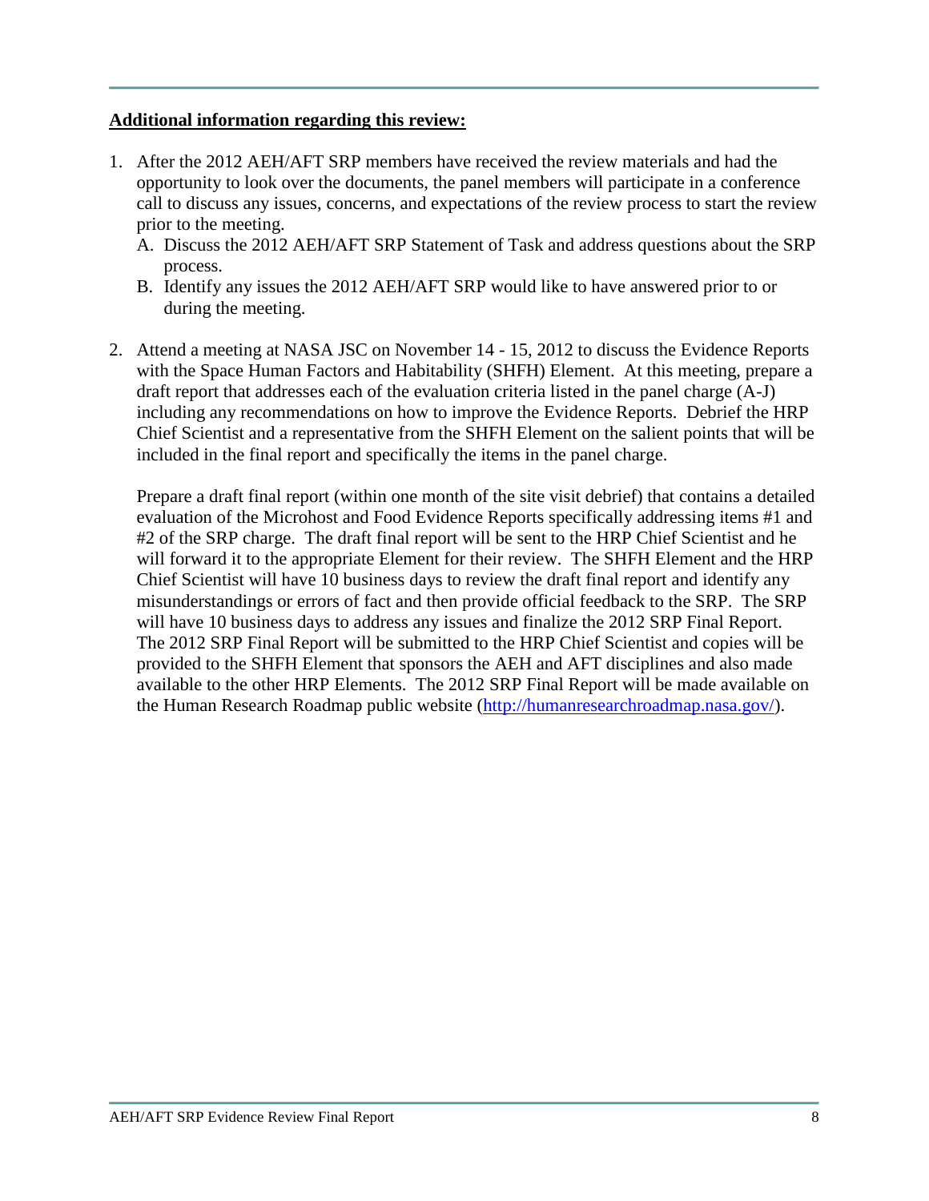**Additional information regarding this review:**

1. After the 2012 AEH/AFT SRP members have received the review materials and had the opportunity to look over the documents, the panel members will participate in a conference call to discuss any issues, concerns, and expectations of the review process to start the review prior to the meeting.
   A. Discuss the 2012 AEH/AFT SRP Statement of Task and address questions about the SRP process.
   B. Identify any issues the 2012 AEH/AFT SRP would like to have answered prior to or during the meeting.

2. Attend a meeting at NASA JSC on November 14 - 15, 2012 to discuss the Evidence Reports with the Space Human Factors and Habitability (SHFH) Element. At this meeting, prepare a draft report that addresses each of the evaluation criteria listed in the panel charge (A-J) including any recommendations on how to improve the Evidence Reports. Debrief the HRP Chief Scientist and a representative from the SHFH Element on the salient points that will be included in the final report and specifically the items in the panel charge.

   Prepare a draft final report (within one month of the site visit debrief) that contains a detailed evaluation of the Microhost and Food Evidence Reports specifically addressing items #1 and #2 of the SRP charge. The draft final report will be sent to the HRP Chief Scientist and he will forward it to the appropriate Element for their review. The SHFH Element and the HRP Chief Scientist will have 10 business days to review the draft final report and identify any misunderstandings or errors of fact and then provide official feedback to the SRP. The SRP will have 10 business days to address any issues and finalize the 2012 SRP Final Report. The 2012 SRP Final Report will be submitted to the HRP Chief Scientist and copies will be provided to the SHFH Element that sponsors the AEH and AFT disciplines and also made available to the other HRP Elements. The 2012 SRP Final Report will be made available on the Human Research Roadmap public website (http://humanresearchroadmap.nasa.gov/).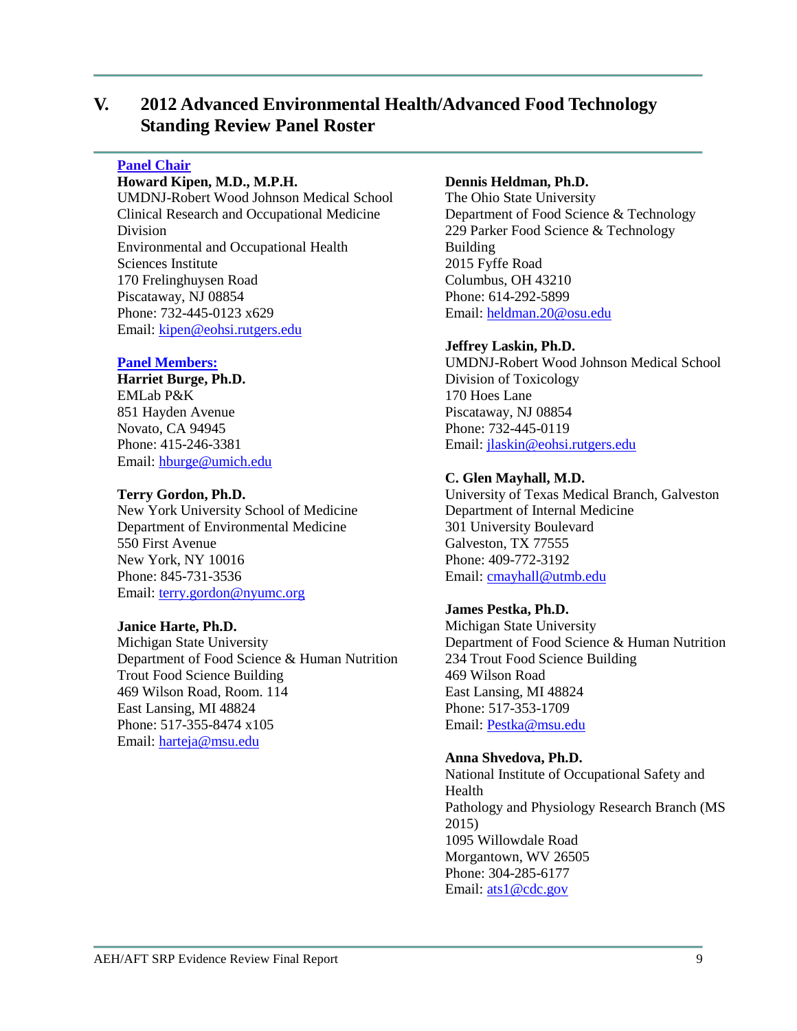# V. 2012 Advanced Environmental Health/Advanced Food Technology Standing Review Panel Roster

**Panel Chair**

**Howard Kipen, M.D., M.P.H.**
UMDNJ-Robert Wood Johnson Medical School
Clinical Research and Occupational Medicine Division
Environmental and Occupational Health Sciences Institute
170 Frelinghuysen Road
Piscataway, NJ 08854
Phone: 732-445-0123 x629
Email: kipen@eohsi.rutgers.edu

**Panel Members:**

**Harriet Burge, Ph.D.**
EMLab P&K
851 Hayden Avenue
Novato, CA 94945
Phone: 415-246-3381
Email: hburge@umich.edu

**Terry Gordon, Ph.D.**
New York University School of Medicine
Department of Environmental Medicine
550 First Avenue
New York, NY 10016
Phone: 845-731-3536
Email: terry.gordon@nyumc.org

**Janice Harte, Ph.D.**
Michigan State University
Department of Food Science & Human Nutrition
Trout Food Science Building
469 Wilson Road, Room. 114
East Lansing, MI 48824
Phone: 517-355-8474 x105
Email: harteja@msu.edu

**Dennis Heldman, Ph.D.**
The Ohio State University
Department of Food Science & Technology
229 Parker Food Science & Technology Building
2015 Fyffe Road
Columbus, OH 43210
Phone: 614-292-5899
Email: heldman.20@osu.edu

**Jeffrey Laskin, Ph.D.**
UMDNJ-Robert Wood Johnson Medical School
Division of Toxicology
170 Hoes Lane
Piscataway, NJ 08854
Phone: 732-445-0119
Email: jlaskin@eohsi.rutgers.edu

**C. Glen Mayhall, M.D.**
University of Texas Medical Branch, Galveston
Department of Internal Medicine
301 University Boulevard
Galveston, TX 77555
Phone: 409-772-3192
Email: cmayhall@utmb.edu

**James Pestka, Ph.D.**
Michigan State University
Department of Food Science & Human Nutrition
234 Trout Food Science Building
469 Wilson Road
East Lansing, MI 48824
Phone: 517-353-1709
Email: Pestka@msu.edu

**Anna Shvedova, Ph.D.**
National Institute of Occupational Safety and Health
Pathology and Physiology Research Branch (MS 2015)
1095 Willowdale Road
Morgantown, WV 26505
Phone: 304-285-6177
Email: ats1@cdc.gov